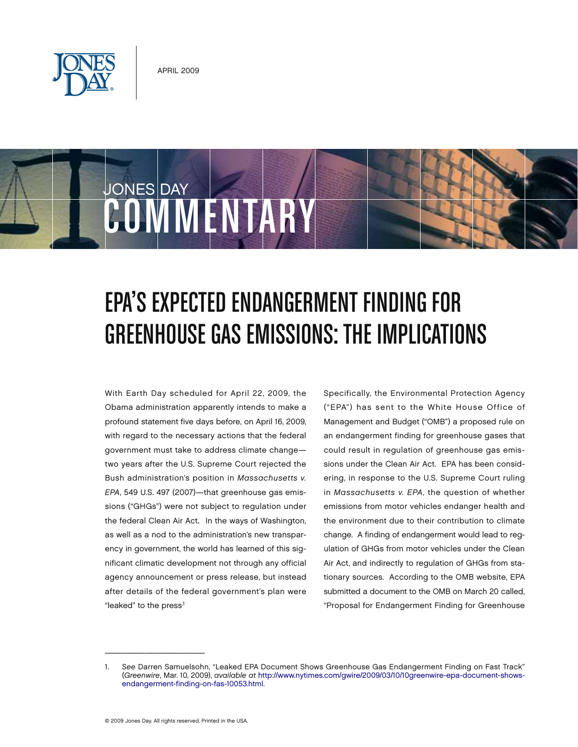APRIL 2009

JONES DAY COMMENTARY

# EPA'S EXPECTED ENDANGERMENT FINDING FOR GREENHOUSE GAS EMISSIONS: THE IMPLICATIONS

With Earth Day scheduled for April 22, 2009, the Obama administration apparently intends to make a profound statement five days before, on April 16, 2009, with regard to the necessary actions that the federal government must take to address climate change—two years after the U.S. Supreme Court rejected the Bush administration's position in *Massachusetts v. EPA*, 549 U.S. 497 (2007)—that greenhouse gas emissions ("GHGs") were not subject to regulation under the federal Clean Air Act. In the ways of Washington, as well as a nod to the administration's new transparency in government, the world has learned of this significant climatic development not through any official agency announcement or press release, but instead after details of the federal government's plan were "leaked" to the press[1]

Specifically, the Environmental Protection Agency ("EPA") has sent to the White House Office of Management and Budget ("OMB") a proposed rule on an endangerment finding for greenhouse gases that could result in regulation of greenhouse gas emissions under the Clean Air Act. EPA has been considering, in response to the U.S. Supreme Court ruling in *Massachusetts v. EPA*, the question of whether emissions from motor vehicles endanger health and the environment due to their contribution to climate change. A finding of endangerment would lead to regulation of GHGs from motor vehicles under the Clean Air Act, and indirectly to regulation of GHGs from stationary sources. According to the OMB website, EPA submitted a document to the OMB on March 20 called, "Proposal for Endangerment Finding for Greenhouse

---

1. *See* Darren Samuelsohn, "Leaked EPA Document Shows Greenhouse Gas Endangerment Finding on Fast Track" (*Greenwire*, Mar. 10, 2009), *available at* http://www.nytimes.com/gwire/2009/03/10/10greenwire-epa-document-shows-endangerment-finding-on-fas-10053.html.

© 2009 Jones Day. All rights reserved. Printed in the USA.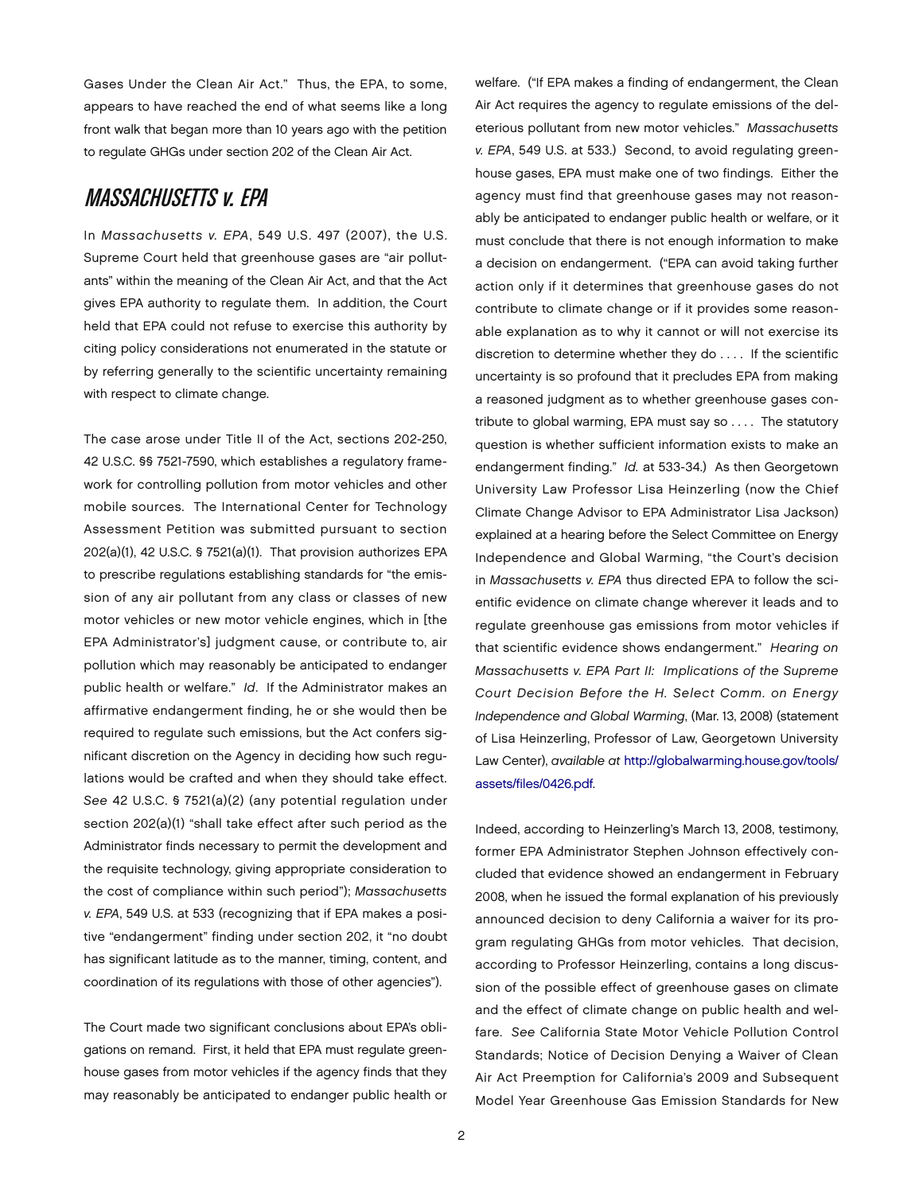Gases Under the Clean Air Act." Thus, the EPA, to some, appears to have reached the end of what seems like a long front walk that began more than 10 years ago with the petition to regulate GHGs under section 202 of the Clean Air Act.

## *MASSACHUSETTS v. EPA*

In *Massachusetts v. EPA*, 549 U.S. 497 (2007), the U.S. Supreme Court held that greenhouse gases are "air pollutants" within the meaning of the Clean Air Act, and that the Act gives EPA authority to regulate them. In addition, the Court held that EPA could not refuse to exercise this authority by citing policy considerations not enumerated in the statute or by referring generally to the scientific uncertainty remaining with respect to climate change.

The case arose under Title II of the Act, sections 202-250, 42 U.S.C. §§ 7521-7590, which establishes a regulatory framework for controlling pollution from motor vehicles and other mobile sources. The International Center for Technology Assessment Petition was submitted pursuant to section 202(a)(1), 42 U.S.C. § 7521(a)(1). That provision authorizes EPA to prescribe regulations establishing standards for "the emission of any air pollutant from any class or classes of new motor vehicles or new motor vehicle engines, which in [the EPA Administrator's] judgment cause, or contribute to, air pollution which may reasonably be anticipated to endanger public health or welfare." *Id*. If the Administrator makes an affirmative endangerment finding, he or she would then be required to regulate such emissions, but the Act confers significant discretion on the Agency in deciding how such regulations would be crafted and when they should take effect. *See* 42 U.S.C. § 7521(a)(2) (any potential regulation under section 202(a)(1) "shall take effect after such period as the Administrator finds necessary to permit the development and the requisite technology, giving appropriate consideration to the cost of compliance within such period"); *Massachusetts v. EPA*, 549 U.S. at 533 (recognizing that if EPA makes a positive "endangerment" finding under section 202, it "no doubt has significant latitude as to the manner, timing, content, and coordination of its regulations with those of other agencies").

The Court made two significant conclusions about EPA's obligations on remand. First, it held that EPA must regulate greenhouse gases from motor vehicles if the agency finds that they may reasonably be anticipated to endanger public health or welfare. ("If EPA makes a finding of endangerment, the Clean Air Act requires the agency to regulate emissions of the deleterious pollutant from new motor vehicles." *Massachusetts v. EPA*, 549 U.S. at 533.) Second, to avoid regulating greenhouse gases, EPA must make one of two findings. Either the agency must find that greenhouse gases may not reasonably be anticipated to endanger public health or welfare, or it must conclude that there is not enough information to make a decision on endangerment. ("EPA can avoid taking further action only if it determines that greenhouse gases do not contribute to climate change or if it provides some reasonable explanation as to why it cannot or will not exercise its discretion to determine whether they do . . . . If the scientific uncertainty is so profound that it precludes EPA from making a reasoned judgment as to whether greenhouse gases contribute to global warming, EPA must say so . . . . The statutory question is whether sufficient information exists to make an endangerment finding." *Id.* at 533-34.) As then Georgetown University Law Professor Lisa Heinzerling (now the Chief Climate Change Advisor to EPA Administrator Lisa Jackson) explained at a hearing before the Select Committee on Energy Independence and Global Warming, "the Court's decision in *Massachusetts v. EPA* thus directed EPA to follow the scientific evidence on climate change wherever it leads and to regulate greenhouse gas emissions from motor vehicles if that scientific evidence shows endangerment." *Hearing on Massachusetts v. EPA Part II: Implications of the Supreme Court Decision Before the H. Select Comm. on Energy Independence and Global Warming*, (Mar. 13, 2008) (statement of Lisa Heinzerling, Professor of Law, Georgetown University Law Center), *available at* http://globalwarming.house.gov/tools/assets/files/0426.pdf.

Indeed, according to Heinzerling's March 13, 2008, testimony, former EPA Administrator Stephen Johnson effectively concluded that evidence showed an endangerment in February 2008, when he issued the formal explanation of his previously announced decision to deny California a waiver for its program regulating GHGs from motor vehicles. That decision, according to Professor Heinzerling, contains a long discussion of the possible effect of greenhouse gases on climate and the effect of climate change on public health and welfare. *See* California State Motor Vehicle Pollution Control Standards; Notice of Decision Denying a Waiver of Clean Air Act Preemption for California's 2009 and Subsequent Model Year Greenhouse Gas Emission Standards for New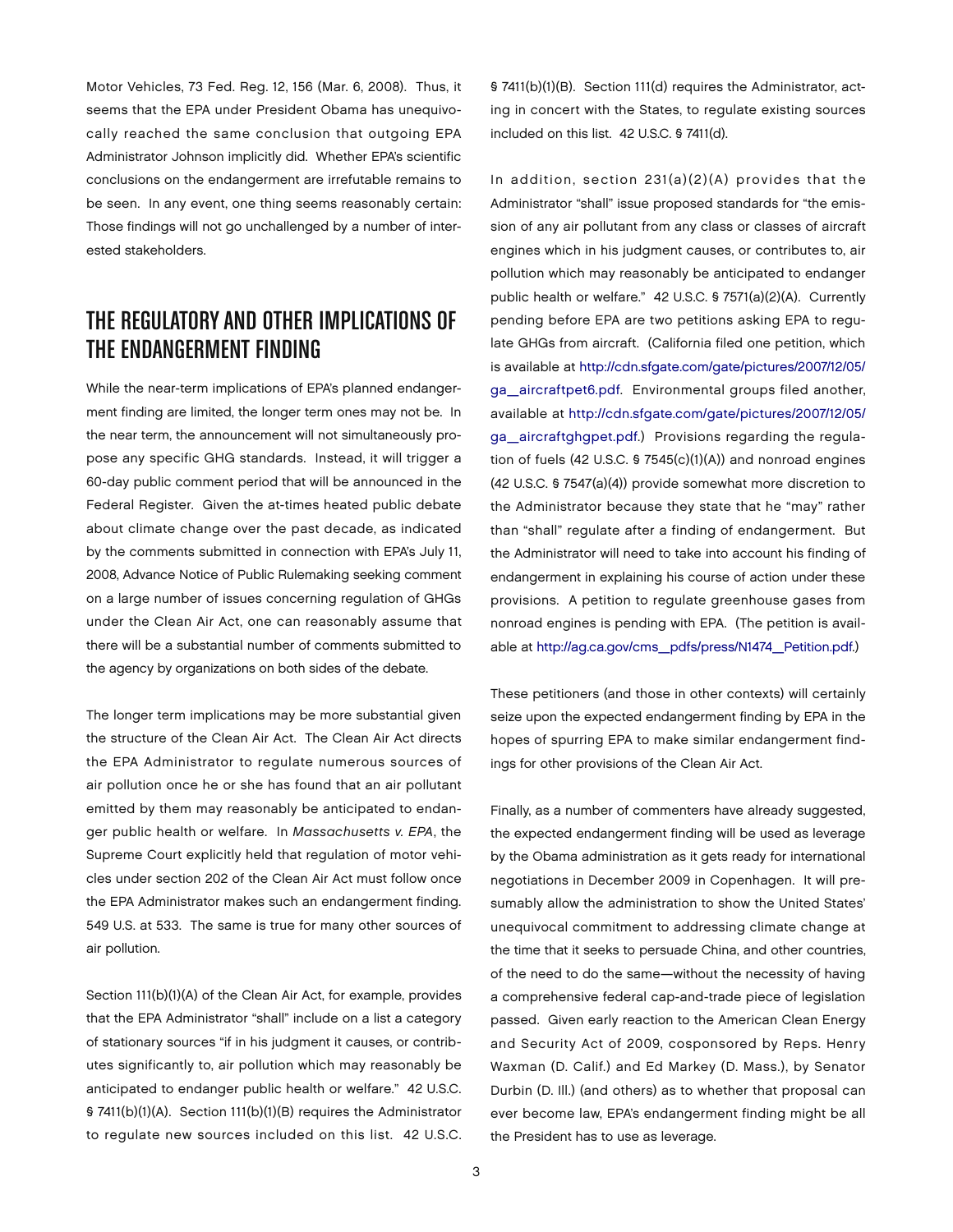Motor Vehicles, 73 Fed. Reg. 12, 156 (Mar. 6, 2008). Thus, it seems that the EPA under President Obama has unequivocally reached the same conclusion that outgoing EPA Administrator Johnson implicitly did. Whether EPA's scientific conclusions on the endangerment are irrefutable remains to be seen. In any event, one thing seems reasonably certain: Those findings will not go unchallenged by a number of interested stakeholders.

## THE REGULATORY AND OTHER IMPLICATIONS OF THE ENDANGERMENT FINDING

While the near-term implications of EPA's planned endangerment finding are limited, the longer term ones may not be. In the near term, the announcement will not simultaneously propose any specific GHG standards. Instead, it will trigger a 60-day public comment period that will be announced in the Federal Register. Given the at-times heated public debate about climate change over the past decade, as indicated by the comments submitted in connection with EPA's July 11, 2008, Advance Notice of Public Rulemaking seeking comment on a large number of issues concerning regulation of GHGs under the Clean Air Act, one can reasonably assume that there will be a substantial number of comments submitted to the agency by organizations on both sides of the debate.

The longer term implications may be more substantial given the structure of the Clean Air Act. The Clean Air Act directs the EPA Administrator to regulate numerous sources of air pollution once he or she has found that an air pollutant emitted by them may reasonably be anticipated to endanger public health or welfare. In *Massachusetts v. EPA*, the Supreme Court explicitly held that regulation of motor vehicles under section 202 of the Clean Air Act must follow once the EPA Administrator makes such an endangerment finding. 549 U.S. at 533. The same is true for many other sources of air pollution.

Section 111(b)(1)(A) of the Clean Air Act, for example, provides that the EPA Administrator "shall" include on a list a category of stationary sources "if in his judgment it causes, or contributes significantly to, air pollution which may reasonably be anticipated to endanger public health or welfare." 42 U.S.C. § 7411(b)(1)(A). Section 111(b)(1)(B) requires the Administrator to regulate new sources included on this list. 42 U.S.C. § 7411(b)(1)(B). Section 111(d) requires the Administrator, acting in concert with the States, to regulate existing sources included on this list. 42 U.S.C. § 7411(d).

In addition, section 231(a)(2)(A) provides that the Administrator "shall" issue proposed standards for "the emission of any air pollutant from any class or classes of aircraft engines which in his judgment causes, or contributes to, air pollution which may reasonably be anticipated to endanger public health or welfare." 42 U.S.C. § 7571(a)(2)(A). Currently pending before EPA are two petitions asking EPA to regulate GHGs from aircraft. (California filed one petition, which is available at http://cdn.sfgate.com/gate/pictures/2007/12/05/ga_aircraftpet6.pdf. Environmental groups filed another, available at http://cdn.sfgate.com/gate/pictures/2007/12/05/ga_aircraftghgpet.pdf.) Provisions regarding the regulation of fuels (42 U.S.C. § 7545(c)(1)(A)) and nonroad engines (42 U.S.C. § 7547(a)(4)) provide somewhat more discretion to the Administrator because they state that he "may" rather than "shall" regulate after a finding of endangerment. But the Administrator will need to take into account his finding of endangerment in explaining his course of action under these provisions. A petition to regulate greenhouse gases from nonroad engines is pending with EPA. (The petition is available at http://ag.ca.gov/cms_pdfs/press/N1474_Petition.pdf.)

These petitioners (and those in other contexts) will certainly seize upon the expected endangerment finding by EPA in the hopes of spurring EPA to make similar endangerment findings for other provisions of the Clean Air Act.

Finally, as a number of commenters have already suggested, the expected endangerment finding will be used as leverage by the Obama administration as it gets ready for international negotiations in December 2009 in Copenhagen. It will presumably allow the administration to show the United States' unequivocal commitment to addressing climate change at the time that it seeks to persuade China, and other countries, of the need to do the same—without the necessity of having a comprehensive federal cap-and-trade piece of legislation passed. Given early reaction to the American Clean Energy and Security Act of 2009, cosponsored by Reps. Henry Waxman (D. Calif.) and Ed Markey (D. Mass.), by Senator Durbin (D. Ill.) (and others) as to whether that proposal can ever become law, EPA's endangerment finding might be all the President has to use as leverage.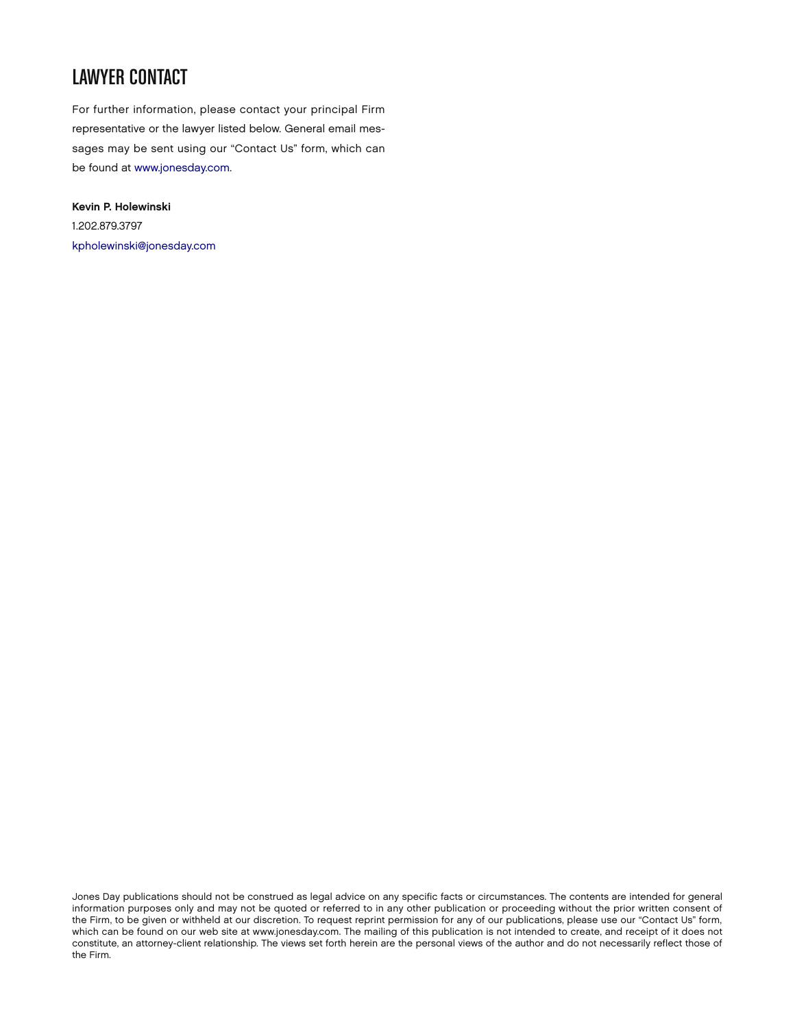## LAWYER CONTACT

For further information, please contact your principal Firm representative or the lawyer listed below. General email messages may be sent using our "Contact Us" form, which can be found at www.jonesday.com.

**Kevin P. Holewinski**
1.202.879.3797
kpholewinski@jonesday.com

Jones Day publications should not be construed as legal advice on any specific facts or circumstances. The contents are intended for general information purposes only and may not be quoted or referred to in any other publication or proceeding without the prior written consent of the Firm, to be given or withheld at our discretion. To request reprint permission for any of our publications, please use our "Contact Us" form, which can be found on our web site at www.jonesday.com. The mailing of this publication is not intended to create, and receipt of it does not constitute, an attorney-client relationship. The views set forth herein are the personal views of the author and do not necessarily reflect those of the Firm.